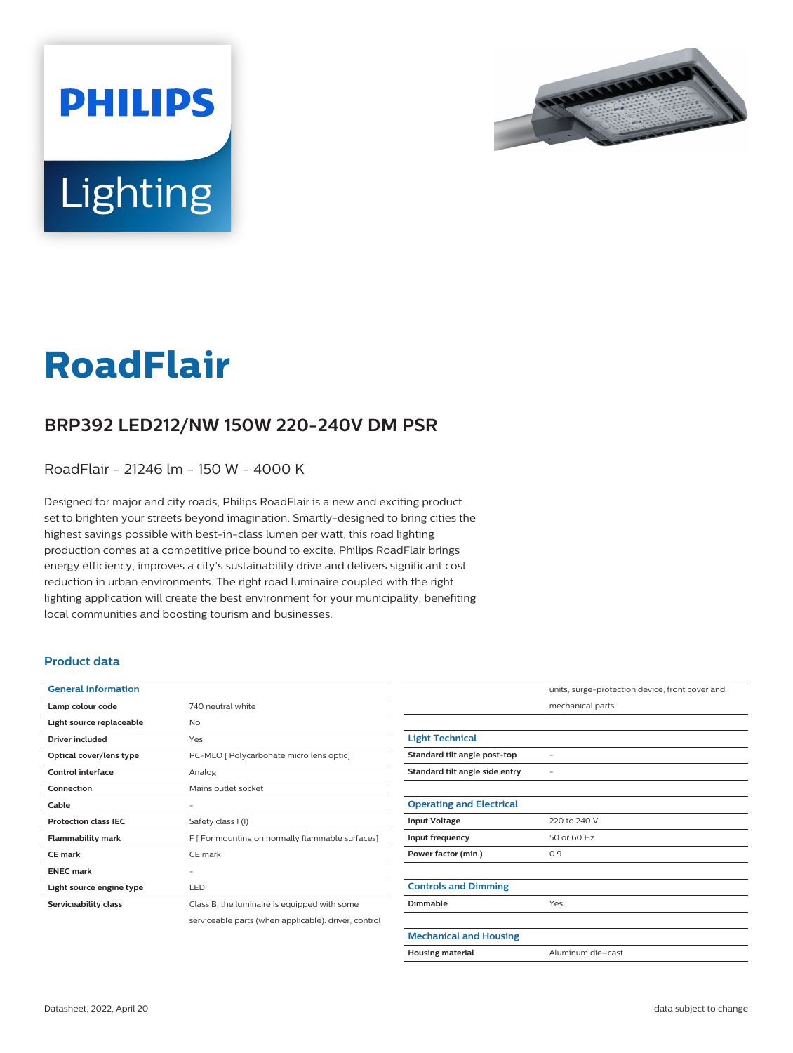# RoadFlair

## BRP392 LED212/NW 150W 220-240V DM PSR

RoadFlair - 21246 lm - 150 W - 4000 K

Designed for major and city roads, Philips RoadFlair is a new and exciting product set to brighten your streets beyond imagination. Smartly-designed to bring cities the highest savings possible with best-in-class lumen per watt, this road lighting production comes at a competitive price bound to excite. Philips RoadFlair brings energy efficiency, improves a city's sustainability drive and delivers significant cost reduction in urban environments. The right road luminaire coupled with the right lighting application will create the best environment for your municipality, benefiting local communities and boosting tourism and businesses.

### Product data

| General Information | |
|---|---|
| Lamp colour code | 740 neutral white |
| Light source replaceable | No |
| Driver included | Yes |
| Optical cover/lens type | PC-MLO [ Polycarbonate micro lens optic] |
| Control interface | Analog |
| Connection | Mains outlet socket |
| Cable | - |
| Protection class IEC | Safety class I (I) |
| Flammability mark | F [ For mounting on normally flammable surfaces] |
| CE mark | CE mark |
| ENEC mark | - |
| Light source engine type | LED |
| Serviceability class | Class B, the luminaire is equipped with some serviceable parts (when applicable): driver, control units, surge-protection device, front cover and mechanical parts |

| Light Technical | |
|---|---|
| Standard tilt angle post-top | - |
| Standard tilt angle side entry | - |

| Operating and Electrical | |
|---|---|
| Input Voltage | 220 to 240 V |
| Input frequency | 50 or 60 Hz |
| Power factor (min.) | 0.9 |

| Controls and Dimming | |
|---|---|
| Dimmable | Yes |

| Mechanical and Housing | |
|---|---|
| Housing material | Aluminum die-cast |

Datasheet, 2022, April 20 | data subject to change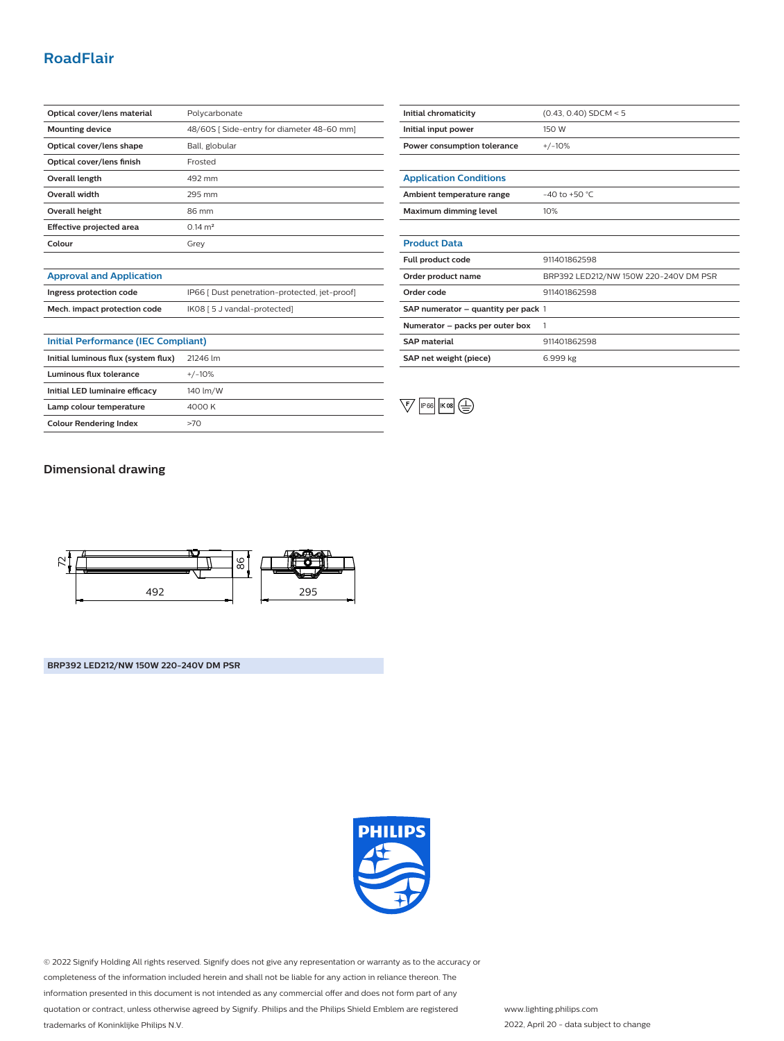## RoadFlair

| | |
|---|---|
| **Optical cover/lens material** | Polycarbonate |
| **Mounting device** | 48/60S [ Side-entry for diameter 48-60 mm] |
| **Optical cover/lens shape** | Ball, globular |
| **Optical cover/lens finish** | Frosted |
| **Overall length** | 492 mm |
| **Overall width** | 295 mm |
| **Overall height** | 86 mm |
| **Effective projected area** | 0.14 m² |
| **Colour** | Grey |

### Approval and Application

| | |
|---|---|
| **Ingress protection code** | IP66 [ Dust penetration-protected, jet-proof] |
| **Mech. impact protection code** | IK08 [ 5 J vandal-protected] |

### Initial Performance (IEC Compliant)

| | |
|---|---|
| **Initial luminous flux (system flux)** | 21246 lm |
| **Luminous flux tolerance** | +/-10% |
| **Initial LED luminaire efficacy** | 140 lm/W |
| **Lamp colour temperature** | 4000 K |
| **Colour Rendering Index** | >70 |

| | |
|---|---|
| **Initial chromaticity** | (0.43, 0.40) SDCM < 5 |
| **Initial input power** | 150 W |
| **Power consumption tolerance** | +/-10% |

### Application Conditions

| | |
|---|---|
| **Ambient temperature range** | -40 to +50 °C |
| **Maximum dimming level** | 10% |

### Product Data

| | |
|---|---|
| **Full product code** | 911401862598 |
| **Order product name** | BRP392 LED212/NW 150W 220-240V DM PSR |
| **Order code** | 911401862598 |
| **SAP numerator – quantity per pack** | 1 |
| **Numerator – packs per outer box** | 1 |
| **SAP material** | 911401862598 |
| **SAP net weight (piece)** | 6.999 kg |

F IP66 IK08

## Dimensional drawing

72
86
492
295

**BRP392 LED212/NW 150W 220-240V DM PSR**

PHILIPS

© 2022 Signify Holding All rights reserved. Signify does not give any representation or warranty as to the accuracy or completeness of the information included herein and shall not be liable for any action in reliance thereon. The information presented in this document is not intended as any commercial offer and does not form part of any quotation or contract, unless otherwise agreed by Signify. Philips and the Philips Shield Emblem are registered trademarks of Koninklijke Philips N.V.

www.lighting.philips.com

2022, April 20 - data subject to change